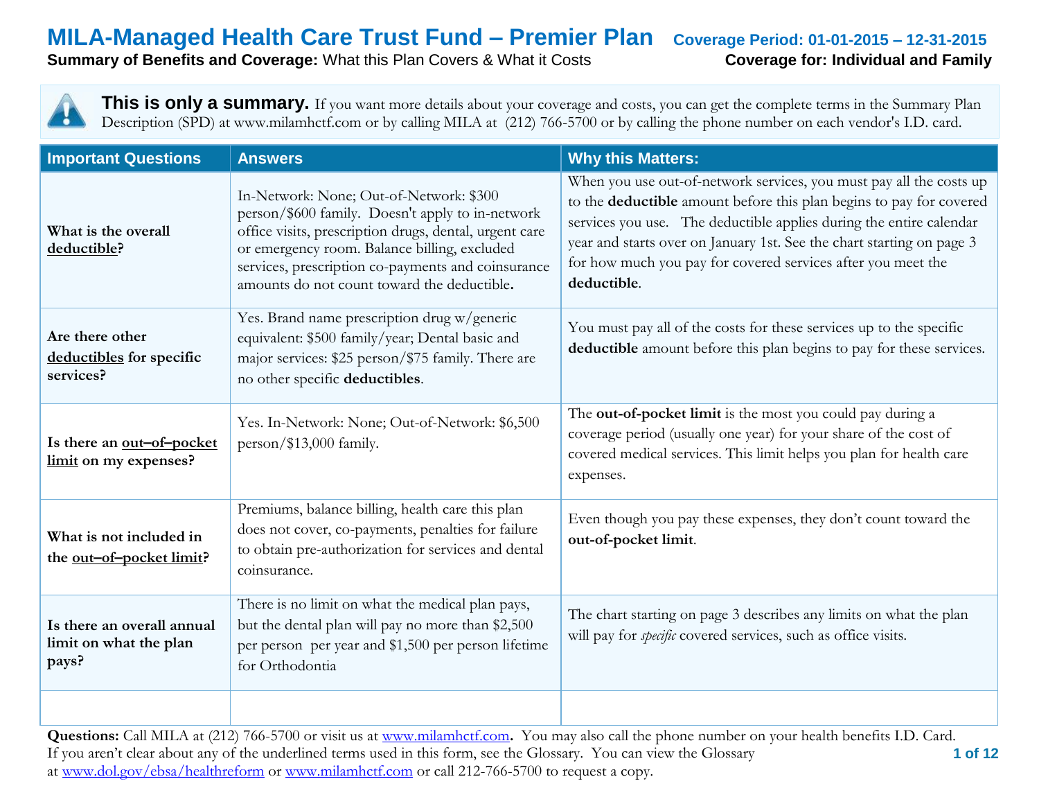# MILA-Managed Health Care Trust Fund – Premier Plan

**Coverage Period: 01-01-2015 – 12-31-2015**

**Summary of Benefits and Coverage:** What this Plan Covers & What it Costs

**Coverage for: Individual and Family**

**This is only a summary.** If you want more details about your coverage and costs, you can get the complete terms in the Summary Plan Description (SPD) at www.milamhctf.com or by calling MILA at (212) 766-5700 or by calling the phone number on each vendor's I.D. card.

| Important Questions | Answers | Why this Matters: |
|---|---|---|
| **What is the overall deductible?** | In-Network: None; Out-of-Network: $300 person/$600 family. Doesn't apply to in-network office visits, prescription drugs, dental, urgent care or emergency room. Balance billing, excluded services, prescription co-payments and coinsurance amounts do not count toward the deductible. | When you use out-of-network services, you must pay all the costs up to the **deductible** amount before this plan begins to pay for covered services you use. The deductible applies during the entire calendar year and starts over on January 1st. See the chart starting on page 3 for how much you pay for covered services after you meet the **deductible**. |
| **Are there other deductibles for specific services?** | Yes. Brand name prescription drug w/generic equivalent: $500 family/year; Dental basic and major services: $25 person/$75 family. There are no other specific **deductibles**. | You must pay all of the costs for these services up to the specific **deductible** amount before this plan begins to pay for these services. |
| **Is there an out–of–pocket limit on my expenses?** | Yes. In-Network: None; Out-of-Network: $6,500 person/$13,000 family. | The **out-of-pocket limit** is the most you could pay during a coverage period (usually one year) for your share of the cost of covered medical services. This limit helps you plan for health care expenses. |
| **What is not included in the out–of–pocket limit?** | Premiums, balance billing, health care this plan does not cover, co-payments, penalties for failure to obtain pre-authorization for services and dental coinsurance. | Even though you pay these expenses, they don't count toward the **out-of-pocket limit**. |
| **Is there an overall annual limit on what the plan pays?** | There is no limit on what the medical plan pays, but the dental plan will pay no more than $2,500 per person per year and $1,500 per person lifetime for Orthodontia | The chart starting on page 3 describes any limits on what the plan will pay for *specific* covered services, such as office visits. |
| | | |

**Questions:** Call MILA at (212) 766-5700 or visit us at www.milamhctf.com**.** You may also call the phone number on your health benefits I.D. Card. If you aren't clear about any of the underlined terms used in this form, see the Glossary. You can view the Glossary at www.dol.gov/ebsa/healthreform or www.milamhctf.com or call 212-766-5700 to request a copy.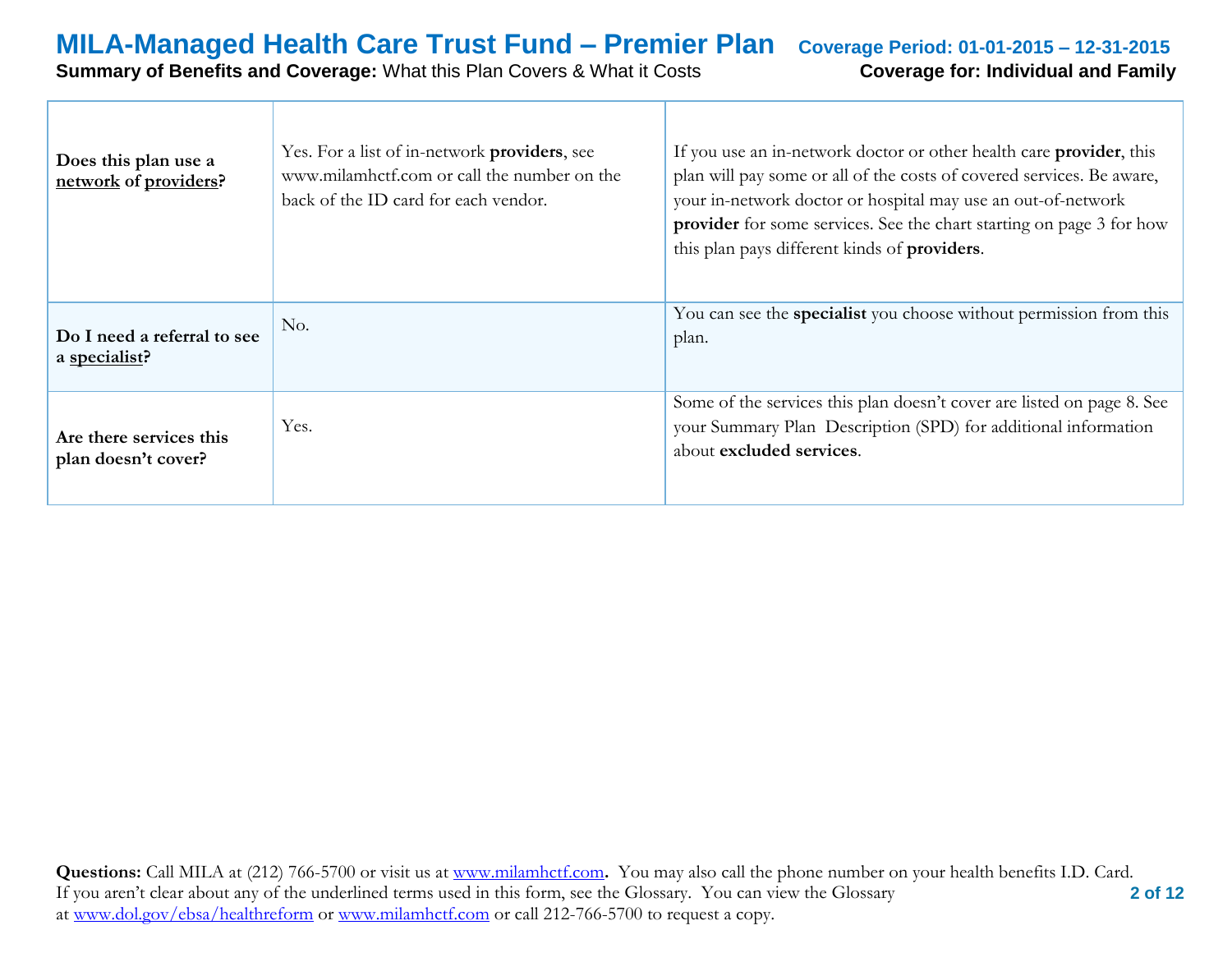| | | |
|---|---|---|
| **Does this plan use a <u>network</u> of <u>providers</u>?** | Yes. For a list of in-network **providers**, see www.milamhctf.com or call the number on the back of the ID card for each vendor. | If you use an in-network doctor or other health care **provider**, this plan will pay some or all of the costs of covered services. Be aware, your in-network doctor or hospital may use an out-of-network **provider** for some services. See the chart starting on page 3 for how this plan pays different kinds of **providers**. |
| **Do I need a referral to see a <u>specialist</u>?** | No. | You can see the **specialist** you choose without permission from this plan. |
| **Are there services this plan doesn't cover?** | Yes. | Some of the services this plan doesn't cover are listed on page 8. See your Summary Plan Description (SPD) for additional information about **excluded services**. |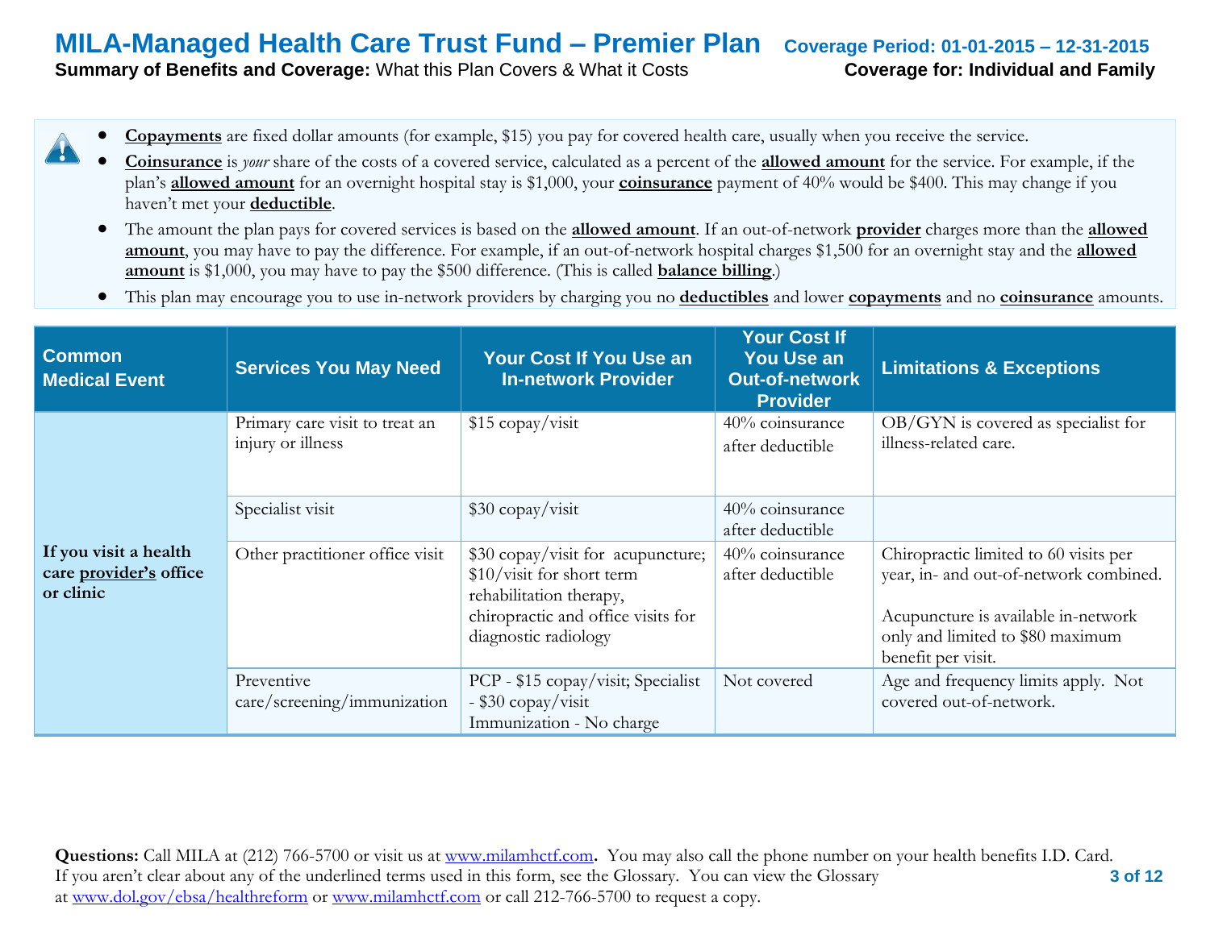# MILA-Managed Health Care Trust Fund – Premier Plan

**Coverage Period: 01-01-2015 – 12-31-2015**

**Summary of Benefits and Coverage:** What this Plan Covers & What it Costs

**Coverage for: Individual and Family**

- **Copayments** are fixed dollar amounts (for example, $15) you pay for covered health care, usually when you receive the service.
- **Coinsurance** is *your* share of the costs of a covered service, calculated as a percent of the **allowed amount** for the service. For example, if the plan's **allowed amount** for an overnight hospital stay is $1,000, your **coinsurance** payment of 40% would be $400. This may change if you haven't met your **deductible**.
- The amount the plan pays for covered services is based on the **allowed amount**. If an out-of-network **provider** charges more than the **allowed amount**, you may have to pay the difference. For example, if an out-of-network hospital charges $1,500 for an overnight stay and the **allowed amount** is $1,000, you may have to pay the $500 difference. (This is called **balance billing**.)
- This plan may encourage you to use in-network providers by charging you no **deductibles** and lower **copayments** and no **coinsurance** amounts.

| Common Medical Event | Services You May Need | Your Cost If You Use an In-network Provider | Your Cost If You Use an Out-of-network Provider | Limitations & Exceptions |
|---|---|---|---|---|
| **If you visit a health care provider's office or clinic** | Primary care visit to treat an injury or illness | $15 copay/visit | 40% coinsurance after deductible | OB/GYN is covered as specialist for illness-related care. |
| | Specialist visit | $30 copay/visit | 40% coinsurance after deductible | |
| | Other practitioner office visit | $30 copay/visit for acupuncture; $10/visit for short term rehabilitation therapy, chiropractic and office visits for diagnostic radiology | 40% coinsurance after deductible | Chiropractic limited to 60 visits per year, in- and out-of-network combined.<br><br>Acupuncture is available in-network only and limited to $80 maximum benefit per visit. |
| | Preventive care/screening/immunization | PCP - $15 copay/visit; Specialist - $30 copay/visit<br>Immunization - No charge | Not covered | Age and frequency limits apply. Not covered out-of-network. |

**Questions:** Call MILA at (212) 766-5700 or visit us at www.milamhctf.com**.** You may also call the phone number on your health benefits I.D. Card. If you aren't clear about any of the underlined terms used in this form, see the Glossary. You can view the Glossary at www.dol.gov/ebsa/healthreform or www.milamhctf.com or call 212-766-5700 to request a copy.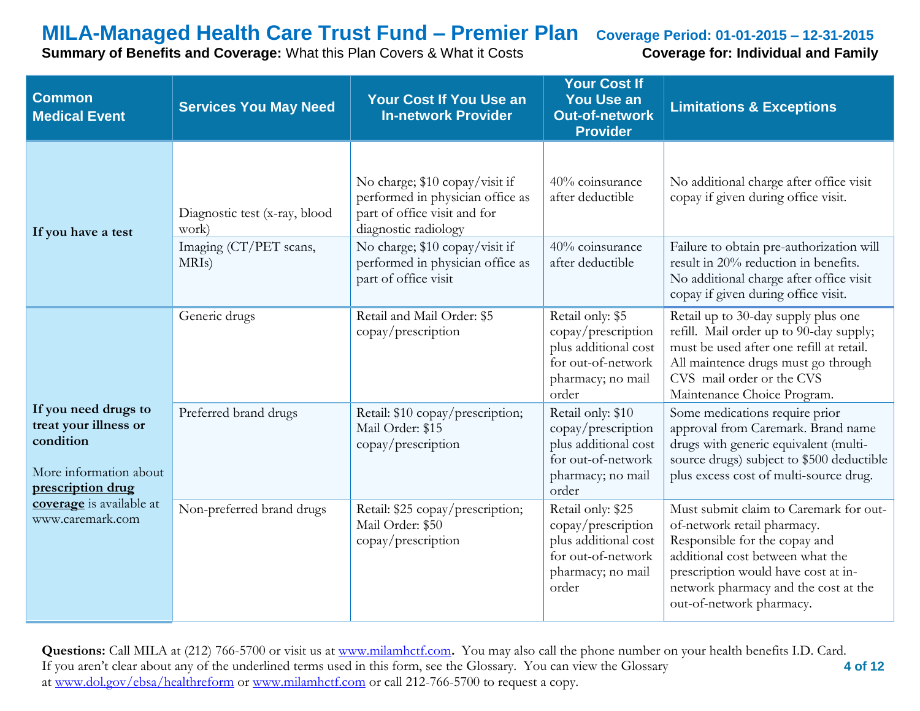# MILA-Managed Health Care Trust Fund – Premier Plan

**Coverage Period: 01-01-2015 – 12-31-2015**

**Summary of Benefits and Coverage:** What this Plan Covers & What it Costs

**Coverage for: Individual and Family**

| Common Medical Event | Services You May Need | Your Cost If You Use an In-network Provider | Your Cost If You Use an Out-of-network Provider | Limitations & Exceptions |
|---|---|---|---|---|
| **If you have a test** | Diagnostic test (x-ray, blood work) | No charge; $10 copay/visit if performed in physician office as part of office visit and for diagnostic radiology | 40% coinsurance after deductible | No additional charge after office visit copay if given during office visit. |
| | Imaging (CT/PET scans, MRIs) | No charge; $10 copay/visit if performed in physician office as part of office visit | 40% coinsurance after deductible | Failure to obtain pre-authorization will result in 20% reduction in benefits. No additional charge after office visit copay if given during office visit. |
| **If you need drugs to treat your illness or condition**<br><br>More information about **prescription drug coverage** is available at www.caremark.com | Generic drugs | Retail and Mail Order: $5 copay/prescription | Retail only: $5 copay/prescription plus additional cost for out-of-network pharmacy; no mail order | Retail up to 30-day supply plus one refill. Mail order up to 90-day supply; must be used after one refill at retail. All maintence drugs must go through CVS mail order or the CVS Maintenance Choice Program. |
| | Preferred brand drugs | Retail: $10 copay/prescription; Mail Order: $15 copay/prescription | Retail only: $10 copay/prescription plus additional cost for out-of-network pharmacy; no mail order | Some medications require prior approval from Caremark. Brand name drugs with generic equivalent (multi-source drugs) subject to $500 deductible plus excess cost of multi-source drug. |
| | Non-preferred brand drugs | Retail: $25 copay/prescription; Mail Order: $50 copay/prescription | Retail only: $25 copay/prescription plus additional cost for out-of-network pharmacy; no mail order | Must submit claim to Caremark for out-of-network retail pharmacy. Responsible for the copay and additional cost between what the prescription would have cost at in-network pharmacy and the cost at the out-of-network pharmacy. |

**Questions:** Call MILA at (212) 766-5700 or visit us at www.milamhctf.com**.** You may also call the phone number on your health benefits I.D. Card. If you aren't clear about any of the underlined terms used in this form, see the Glossary. You can view the Glossary at www.dol.gov/ebsa/healthreform or www.milamhctf.com or call 212-766-5700 to request a copy.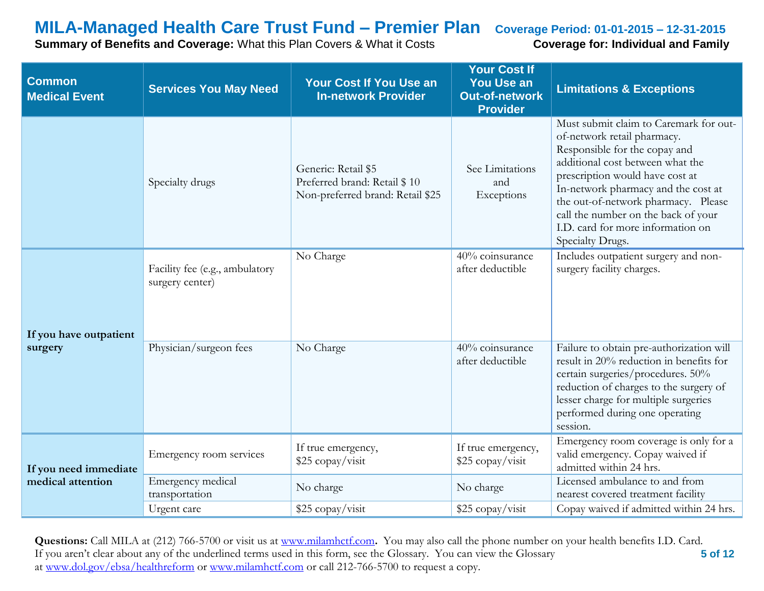# MILA-Managed Health Care Trust Fund – Premier Plan

**Coverage Period: 01-01-2015 – 12-31-2015**

**Summary of Benefits and Coverage:** What this Plan Covers & What it Costs

**Coverage for: Individual and Family**

| Common Medical Event | Services You May Need | Your Cost If You Use an In-network Provider | Your Cost If You Use an Out-of-network Provider | Limitations & Exceptions |
|---|---|---|---|---|
| | Specialty drugs | Generic: Retail $5<br>Preferred brand: Retail $ 10<br>Non-preferred brand: Retail $25 | See Limitations and Exceptions | Must submit claim to Caremark for out-of-network retail pharmacy. Responsible for the copay and additional cost between what the prescription would have cost at In-network pharmacy and the cost at the out-of-network pharmacy. Please call the number on the back of your I.D. card for more information on Specialty Drugs. |
| If you have outpatient surgery | Facility fee (e.g., ambulatory surgery center) | No Charge | 40% coinsurance after deductible | Includes outpatient surgery and non-surgery facility charges. |
| | Physician/surgeon fees | No Charge | 40% coinsurance after deductible | Failure to obtain pre-authorization will result in 20% reduction in benefits for certain surgeries/procedures. 50% reduction of charges to the surgery of lesser charge for multiple surgeries performed during one operating session. |
| If you need immediate medical attention | Emergency room services | If true emergency, $25 copay/visit | If true emergency, $25 copay/visit | Emergency room coverage is only for a valid emergency. Copay waived if admitted within 24 hrs. |
| | Emergency medical transportation | No charge | No charge | Licensed ambulance to and from nearest covered treatment facility |
| | Urgent care | $25 copay/visit | $25 copay/visit | Copay waived if admitted within 24 hrs. |

**Questions:** Call MILA at (212) 766-5700 or visit us at www.milamhctf.com. You may also call the phone number on your health benefits I.D. Card. If you aren't clear about any of the underlined terms used in this form, see the Glossary. You can view the Glossary at www.dol.gov/ebsa/healthreform or www.milamhctf.com or call 212-766-5700 to request a copy.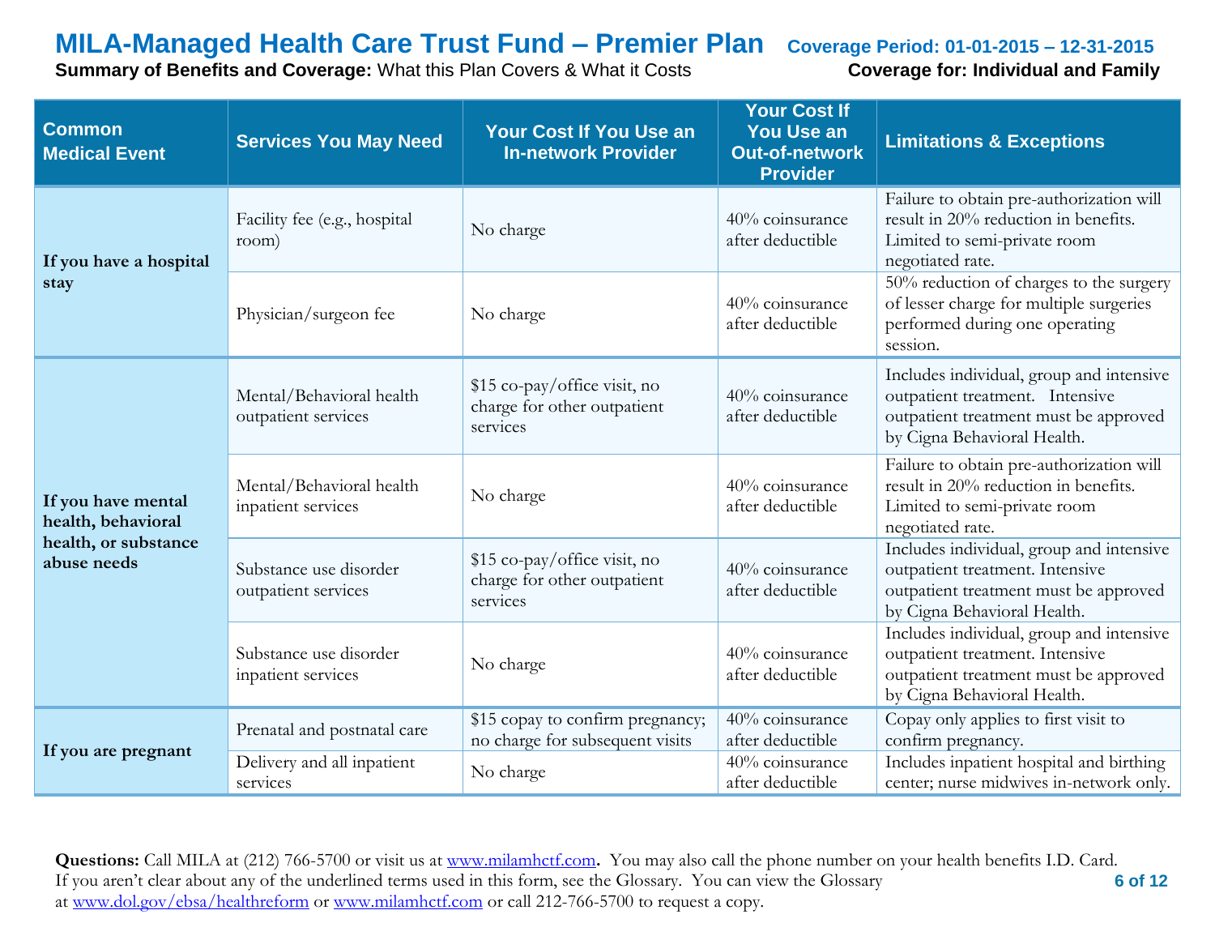# MILA-Managed Health Care Trust Fund – Premier Plan

**Coverage Period: 01-01-2015 – 12-31-2015**

**Summary of Benefits and Coverage:** What this Plan Covers & What it Costs

**Coverage for: Individual and Family**

| Common Medical Event | Services You May Need | Your Cost If You Use an In-network Provider | Your Cost If You Use an Out-of-network Provider | Limitations & Exceptions |
|---|---|---|---|---|
| **If you have a hospital stay** | Facility fee (e.g., hospital room) | No charge | 40% coinsurance after deductible | Failure to obtain pre-authorization will result in 20% reduction in benefits. Limited to semi-private room negotiated rate. |
| | Physician/surgeon fee | No charge | 40% coinsurance after deductible | 50% reduction of charges to the surgery of lesser charge for multiple surgeries performed during one operating session. |
| **If you have mental health, behavioral health, or substance abuse needs** | Mental/Behavioral health outpatient services | $15 co-pay/office visit, no charge for other outpatient services | 40% coinsurance after deductible | Includes individual, group and intensive outpatient treatment. Intensive outpatient treatment must be approved by Cigna Behavioral Health. |
| | Mental/Behavioral health inpatient services | No charge | 40% coinsurance after deductible | Failure to obtain pre-authorization will result in 20% reduction in benefits. Limited to semi-private room negotiated rate. |
| | Substance use disorder outpatient services | $15 co-pay/office visit, no charge for other outpatient services | 40% coinsurance after deductible | Includes individual, group and intensive outpatient treatment. Intensive outpatient treatment must be approved by Cigna Behavioral Health. |
| | Substance use disorder inpatient services | No charge | 40% coinsurance after deductible | Includes individual, group and intensive outpatient treatment. Intensive outpatient treatment must be approved by Cigna Behavioral Health. |
| **If you are pregnant** | Prenatal and postnatal care | $15 copay to confirm pregnancy; no charge for subsequent visits | 40% coinsurance after deductible | Copay only applies to first visit to confirm pregnancy. |
| | Delivery and all inpatient services | No charge | 40% coinsurance after deductible | Includes inpatient hospital and birthing center; nurse midwives in-network only. |

**Questions:** Call MILA at (212) 766-5700 or visit us at www.milamhctf.com**.** You may also call the phone number on your health benefits I.D. Card. If you aren't clear about any of the underlined terms used in this form, see the Glossary. You can view the Glossary at www.dol.gov/ebsa/healthreform or www.milamhctf.com or call 212-766-5700 to request a copy.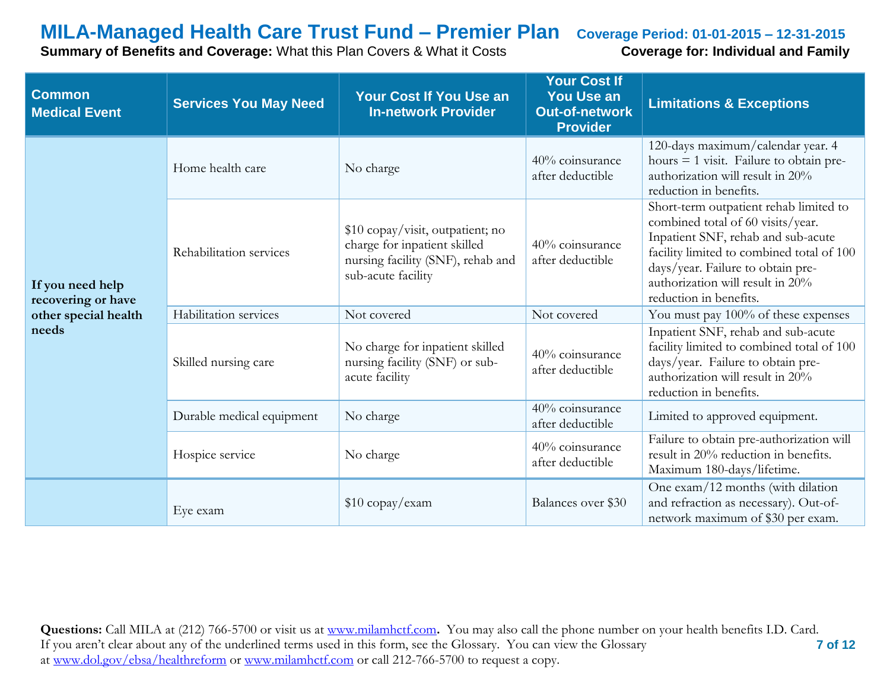# MILA-Managed Health Care Trust Fund – Premier Plan

**Coverage Period: 01-01-2015 – 12-31-2015**

**Summary of Benefits and Coverage:** What this Plan Covers & What it Costs

**Coverage for: Individual and Family**

| Common Medical Event | Services You May Need | Your Cost If You Use an In-network Provider | Your Cost If You Use an Out-of-network Provider | Limitations & Exceptions |
|---|---|---|---|---|
| **If you need help recovering or have other special health needs** | Home health care | No charge | 40% coinsurance after deductible | 120-days maximum/calendar year. 4 hours = 1 visit. Failure to obtain pre-authorization will result in 20% reduction in benefits. |
| | Rehabilitation services | $10 copay/visit, outpatient; no charge for inpatient skilled nursing facility (SNF), rehab and sub-acute facility | 40% coinsurance after deductible | Short-term outpatient rehab limited to combined total of 60 visits/year. Inpatient SNF, rehab and sub-acute facility limited to combined total of 100 days/year. Failure to obtain pre-authorization will result in 20% reduction in benefits. |
| | Habilitation services | Not covered | Not covered | You must pay 100% of these expenses |
| | Skilled nursing care | No charge for inpatient skilled nursing facility (SNF) or sub-acute facility | 40% coinsurance after deductible | Inpatient SNF, rehab and sub-acute facility limited to combined total of 100 days/year. Failure to obtain pre-authorization will result in 20% reduction in benefits. |
| | Durable medical equipment | No charge | 40% coinsurance after deductible | Limited to approved equipment. |
| | Hospice service | No charge | 40% coinsurance after deductible | Failure to obtain pre-authorization will result in 20% reduction in benefits. Maximum 180-days/lifetime. |
| | Eye exam | $10 copay/exam | Balances over $30 | One exam/12 months (with dilation and refraction as necessary). Out-of-network maximum of $30 per exam. |

**Questions:** Call MILA at (212) 766-5700 or visit us at www.milamhctf.com. You may also call the phone number on your health benefits I.D. Card. If you aren't clear about any of the underlined terms used in this form, see the Glossary. You can view the Glossary at www.dol.gov/ebsa/healthreform or www.milamhctf.com or call 212-766-5700 to request a copy.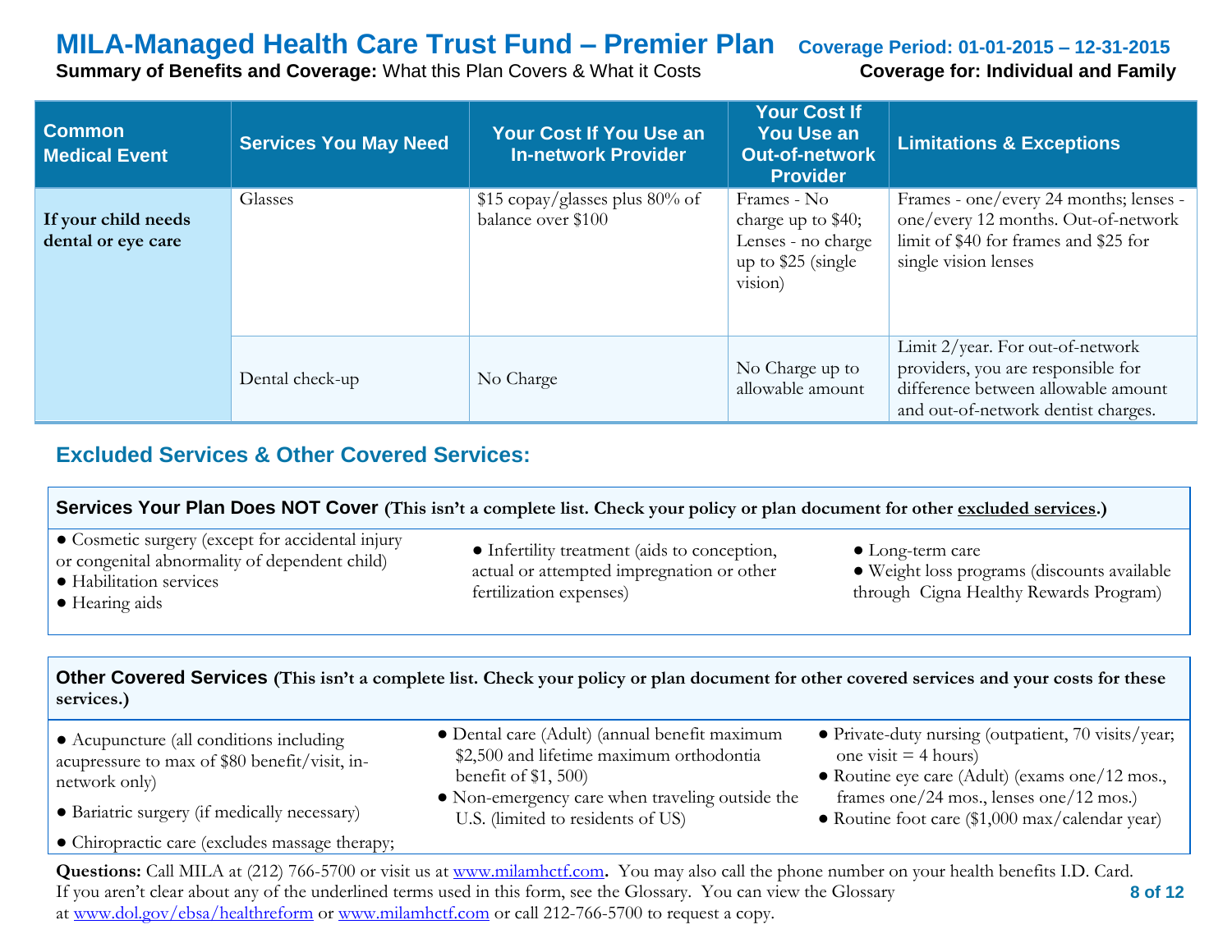# MILA-Managed Health Care Trust Fund – Premier Plan

**Coverage Period: 01-01-2015 – 12-31-2015**

**Summary of Benefits and Coverage:** What this Plan Covers & What it Costs

**Coverage for: Individual and Family**

| Common Medical Event | Services You May Need | Your Cost If You Use an In-network Provider | Your Cost If You Use an Out-of-network Provider | Limitations & Exceptions |
|---|---|---|---|---|
| **If your child needs dental or eye care** | Glasses | $15 copay/glasses plus 80% of balance over $100 | Frames - No charge up to $40; Lenses - no charge up to $25 (single vision) | Frames - one/every 24 months; lenses - one/every 12 months. Out-of-network limit of $40 for frames and $25 for single vision lenses |
| | Dental check-up | No Charge | No Charge up to allowable amount | Limit 2/year. For out-of-network providers, you are responsible for difference between allowable amount and out-of-network dentist charges. |

## Excluded Services & Other Covered Services:

**Services Your Plan Does NOT Cover (This isn't a complete list. Check your policy or plan document for other excluded services.)**

- Cosmetic surgery (except for accidental injury or congenital abnormality of dependent child)
- Habilitation services
- Hearing aids
- Infertility treatment (aids to conception, actual or attempted impregnation or other fertilization expenses)
- Long-term care
- Weight loss programs (discounts available through Cigna Healthy Rewards Program)

**Other Covered Services (This isn't a complete list. Check your policy or plan document for other covered services and your costs for these services.)**

- Acupuncture (all conditions including acupressure to max of $80 benefit/visit, in-network only)
- Bariatric surgery (if medically necessary)
- Chiropractic care (excludes massage therapy;
- Dental care (Adult) (annual benefit maximum $2,500 and lifetime maximum orthodontia benefit of $1, 500)
- Non-emergency care when traveling outside the U.S. (limited to residents of US)
- Private-duty nursing (outpatient, 70 visits/year; one visit = 4 hours)
- Routine eye care (Adult) (exams one/12 mos., frames one/24 mos., lenses one/12 mos.)
- Routine foot care ($1,000 max/calendar year)

**Questions:** Call MILA at (212) 766-5700 or visit us at www.milamhctf.com. You may also call the phone number on your health benefits I.D. Card. If you aren't clear about any of the underlined terms used in this form, see the Glossary. You can view the Glossary at www.dol.gov/ebsa/healthreform or www.milamhctf.com or call 212-766-5700 to request a copy.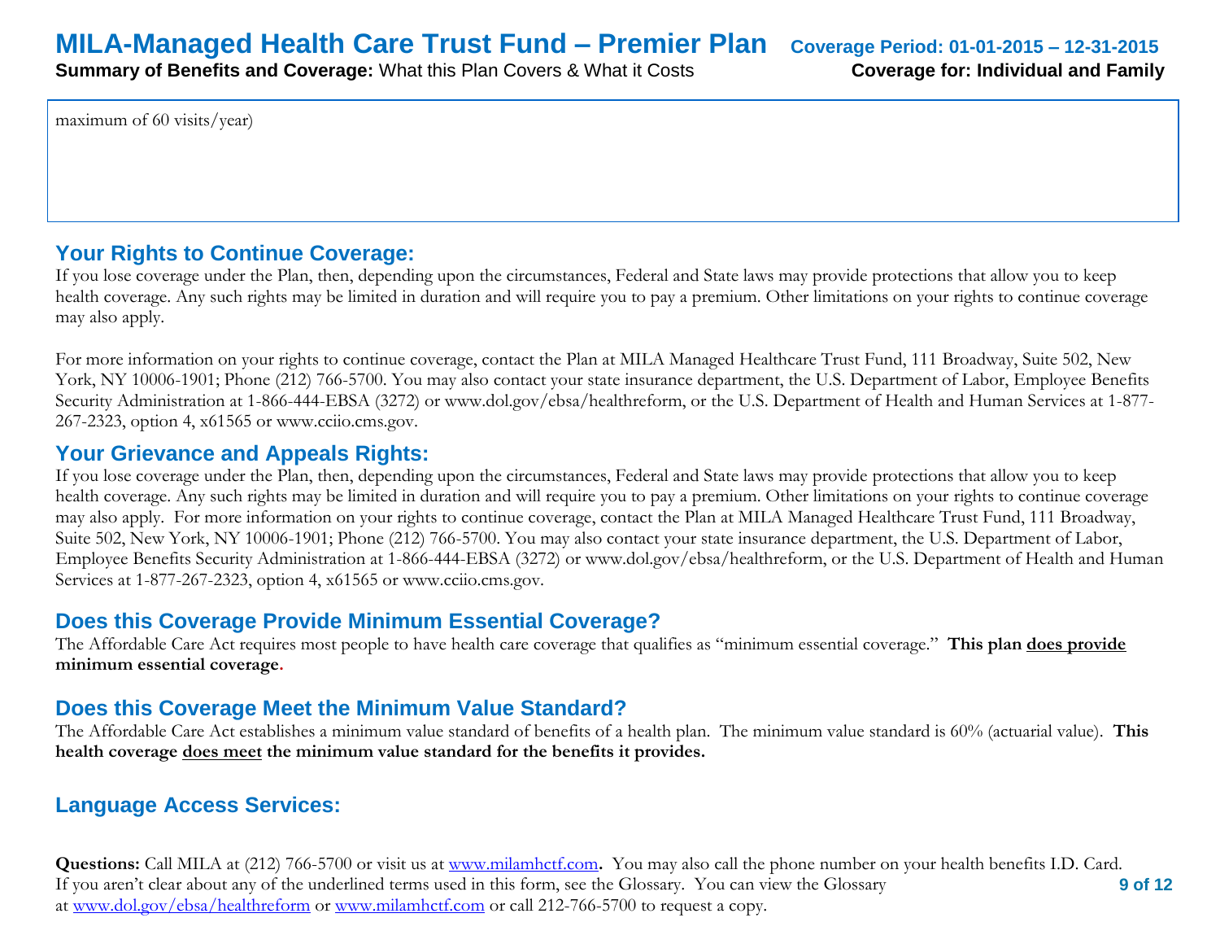maximum of 60 visits/year)

## Your Rights to Continue Coverage:

If you lose coverage under the Plan, then, depending upon the circumstances, Federal and State laws may provide protections that allow you to keep health coverage. Any such rights may be limited in duration and will require you to pay a premium. Other limitations on your rights to continue coverage may also apply.

For more information on your rights to continue coverage, contact the Plan at MILA Managed Healthcare Trust Fund, 111 Broadway, Suite 502, New York, NY 10006-1901; Phone (212) 766-5700. You may also contact your state insurance department, the U.S. Department of Labor, Employee Benefits Security Administration at 1-866-444-EBSA (3272) or www.dol.gov/ebsa/healthreform, or the U.S. Department of Health and Human Services at 1-877-267-2323, option 4, x61565 or www.cciio.cms.gov.

## Your Grievance and Appeals Rights:

If you lose coverage under the Plan, then, depending upon the circumstances, Federal and State laws may provide protections that allow you to keep health coverage. Any such rights may be limited in duration and will require you to pay a premium. Other limitations on your rights to continue coverage may also apply. For more information on your rights to continue coverage, contact the Plan at MILA Managed Healthcare Trust Fund, 111 Broadway, Suite 502, New York, NY 10006-1901; Phone (212) 766-5700. You may also contact your state insurance department, the U.S. Department of Labor, Employee Benefits Security Administration at 1-866-444-EBSA (3272) or www.dol.gov/ebsa/healthreform, or the U.S. Department of Health and Human Services at 1-877-267-2323, option 4, x61565 or www.cciio.cms.gov.

## Does this Coverage Provide Minimum Essential Coverage?

The Affordable Care Act requires most people to have health care coverage that qualifies as "minimum essential coverage." **This plan <u>does provide</u> minimum essential coverage.**

## Does this Coverage Meet the Minimum Value Standard?

The Affordable Care Act establishes a minimum value standard of benefits of a health plan. The minimum value standard is 60% (actuarial value). **This health coverage <u>does meet</u> the minimum value standard for the benefits it provides.**

## Language Access Services:

**Questions:** Call MILA at (212) 766-5700 or visit us at www.milamhctf.com**.** You may also call the phone number on your health benefits I.D. Card. If you aren't clear about any of the underlined terms used in this form, see the Glossary. You can view the Glossary at www.dol.gov/ebsa/healthreform or www.milamhctf.com or call 212-766-5700 to request a copy.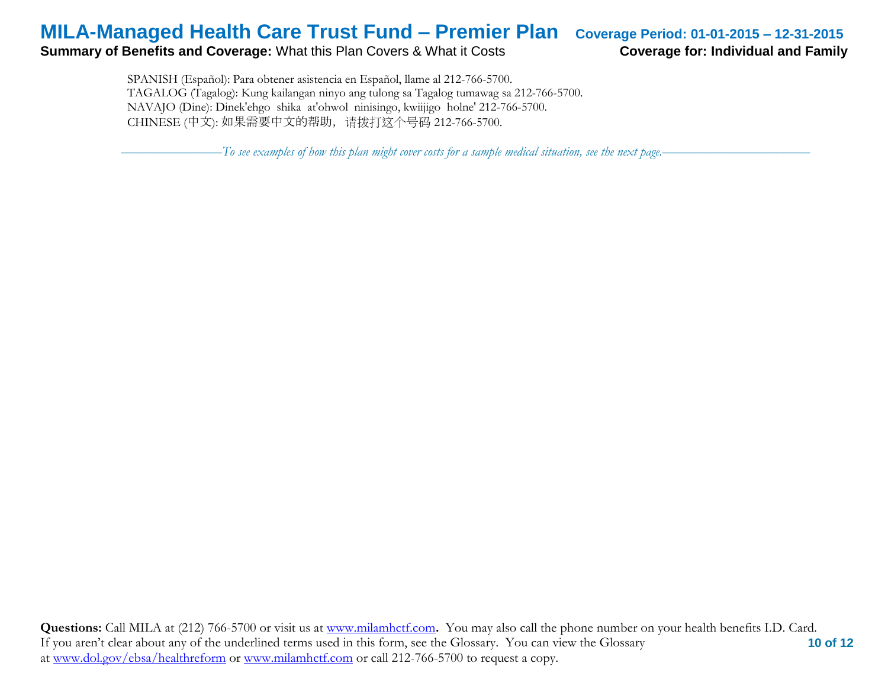SPANISH (Español): Para obtener asistencia en Español, llame al 212-766-5700.
TAGALOG (Tagalog): Kung kailangan ninyo ang tulong sa Tagalog tumawag sa 212-766-5700.
NAVAJO (Dine): Dinek'ehgo shika at'ohwol ninisingo, kwiijigo holne' 212-766-5700.
CHINESE (中文): 如果需要中文的帮助，请拨打这个号码 212-766-5700.

*To see examples of how this plan might cover costs for a sample medical situation, see the next page.*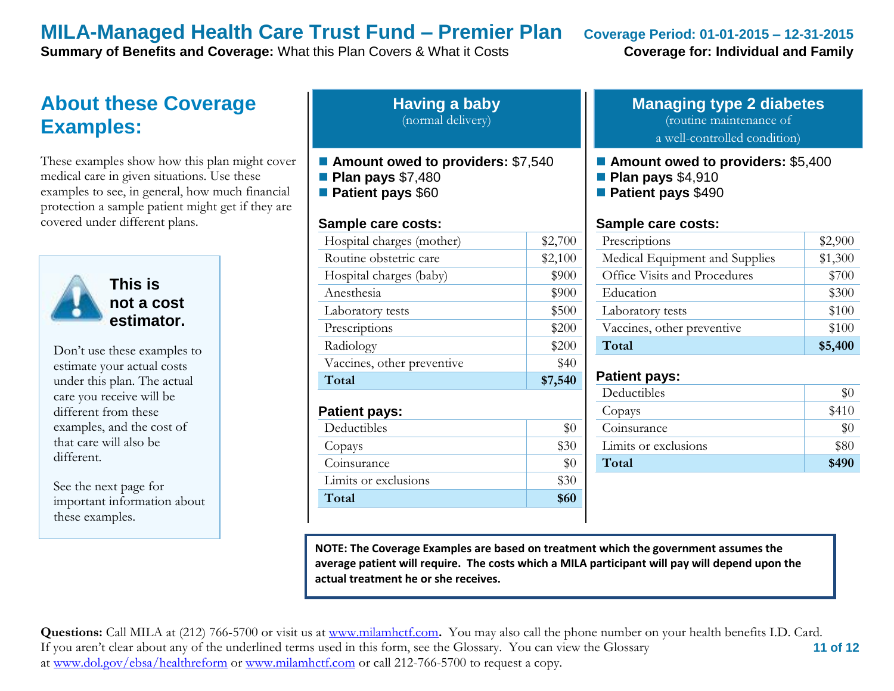# MILA-Managed Health Care Trust Fund – Premier Plan

**Summary of Benefits and Coverage:** What this Plan Covers & What it Costs

**Coverage Period: 01-01-2015 – 12-31-2015**

**Coverage for: Individual and Family**

## About these Coverage Examples:

These examples show how this plan might cover medical care in given situations. Use these examples to see, in general, how much financial protection a sample patient might get if they are covered under different plans.

**This is not a cost estimator.**

Don't use these examples to estimate your actual costs under this plan. The actual care you receive will be different from these examples, and the cost of that care will also be different.

See the next page for important information about these examples.

## Having a baby

(normal delivery)

- **Amount owed to providers:** $7,540
- **Plan pays** $7,480
- **Patient pays** $60

**Sample care costs:**

| | |
|---|---|
| Hospital charges (mother) | $2,700 |
| Routine obstetric care | $2,100 |
| Hospital charges (baby) | $900 |
| Anesthesia | $900 |
| Laboratory tests | $500 |
| Prescriptions | $200 |
| Radiology | $200 |
| Vaccines, other preventive | $40 |
| **Total** | **$7,540** |

**Patient pays:**

| | |
|---|---|
| Deductibles | $0 |
| Copays | $30 |
| Coinsurance | $0 |
| Limits or exclusions | $30 |
| **Total** | **$60** |

## Managing type 2 diabetes

(routine maintenance of a well-controlled condition)

- **Amount owed to providers:** $5,400
- **Plan pays** $4,910
- **Patient pays** $490

**Sample care costs:**

| | |
|---|---|
| Prescriptions | $2,900 |
| Medical Equipment and Supplies | $1,300 |
| Office Visits and Procedures | $700 |
| Education | $300 |
| Laboratory tests | $100 |
| Vaccines, other preventive | $100 |
| **Total** | **$5,400** |

**Patient pays:**

| | |
|---|---|
| Deductibles | $0 |
| Copays | $410 |
| Coinsurance | $0 |
| Limits or exclusions | $80 |
| **Total** | **$490** |

**NOTE: The Coverage Examples are based on treatment which the government assumes the average patient will require. The costs which a MILA participant will pay will depend upon the actual treatment he or she receives.**

**Questions:** Call MILA at (212) 766-5700 or visit us at www.milamhctf.com**.** You may also call the phone number on your health benefits I.D. Card. If you aren't clear about any of the underlined terms used in this form, see the Glossary. You can view the Glossary at www.dol.gov/ebsa/healthreform or www.milamhctf.com or call 212-766-5700 to request a copy.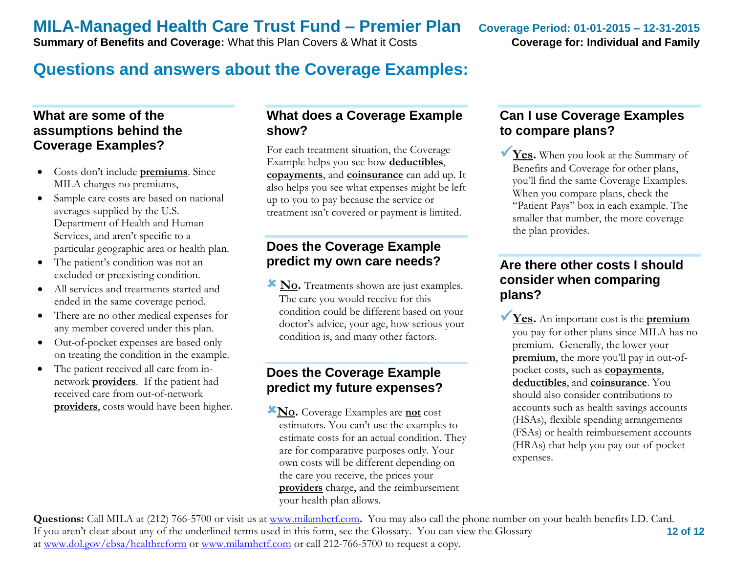## Questions and answers about the Coverage Examples:

### What are some of the assumptions behind the Coverage Examples?

- Costs don't include **premiums**. Since MILA charges no premiums,
- Sample care costs are based on national averages supplied by the U.S. Department of Health and Human Services, and aren't specific to a particular geographic area or health plan.
- The patient's condition was not an excluded or preexisting condition.
- All services and treatments started and ended in the same coverage period.
- There are no other medical expenses for any member covered under this plan.
- Out-of-pocket expenses are based only on treating the condition in the example.
- The patient received all care from in-network **providers**. If the patient had received care from out-of-network **providers**, costs would have been higher.

### What does a Coverage Example show?

For each treatment situation, the Coverage Example helps you see how **deductibles**, **copayments**, and **coinsurance** can add up. It also helps you see what expenses might be left up to you to pay because the service or treatment isn't covered or payment is limited.

### Does the Coverage Example predict my own care needs?

✘ **No.** Treatments shown are just examples. The care you would receive for this condition could be different based on your doctor's advice, your age, how serious your condition is, and many other factors.

### Does the Coverage Example predict my future expenses?

✘ **No.** Coverage Examples are **not** cost estimators. You can't use the examples to estimate costs for an actual condition. They are for comparative purposes only. Your own costs will be different depending on the care you receive, the prices your **providers** charge, and the reimbursement your health plan allows.

### Can I use Coverage Examples to compare plans?

✓ **Yes.** When you look at the Summary of Benefits and Coverage for other plans, you'll find the same Coverage Examples. When you compare plans, check the "Patient Pays" box in each example. The smaller that number, the more coverage the plan provides.

### Are there other costs I should consider when comparing plans?

✓ **Yes.** An important cost is the **premium** you pay for other plans since MILA has no premium. Generally, the lower your **premium**, the more you'll pay in out-of-pocket costs, such as **copayments**, **deductibles**, and **coinsurance**. You should also consider contributions to accounts such as health savings accounts (HSAs), flexible spending arrangements (FSAs) or health reimbursement accounts (HRAs) that help you pay out-of-pocket expenses.

**Questions:** Call MILA at (212) 766-5700 or visit us at www.milamhctf.com**.** You may also call the phone number on your health benefits I.D. Card. If you aren't clear about any of the underlined terms used in this form, see the Glossary. You can view the Glossary at www.dol.gov/ebsa/healthreform or www.milamhctf.com or call 212-766-5700 to request a copy.